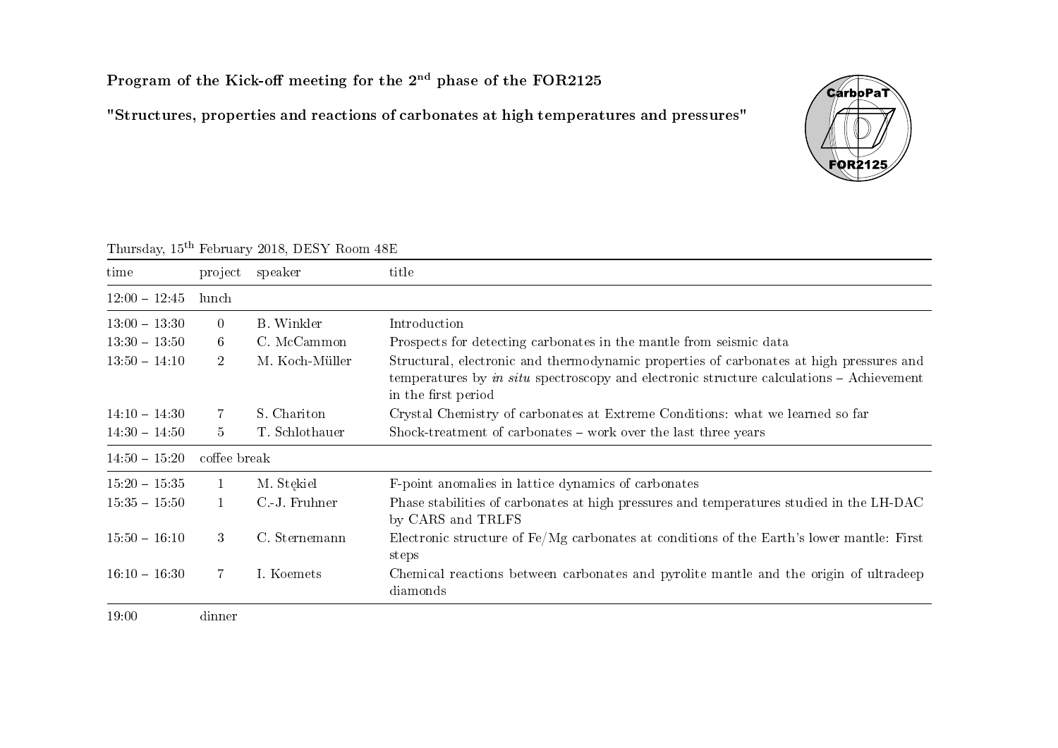**Program of the Kick-off meeting for the 2nd phase of the FOR2125**

**"Structures, properties and reactions of carbonates at high temperatures and pressures"**

Thursday, 15th February 2018, DESY Room 48E

| time | project | speaker | title |
|---|---|---|---|
| 12:00 – 12:45 | lunch | | |
| 13:00 – 13:30 | 0 | B. Winkler | Introduction |
| 13:30 – 13:50 | 6 | C. McCammon | Prospects for detecting carbonates in the mantle from seismic data |
| 13:50 – 14:10 | 2 | M. Koch-Müller | Structural, electronic and thermodynamic properties of carbonates at high pressures and temperatures by *in situ* spectroscopy and electronic structure calculations – Achievement in the first period |
| 14:10 – 14:30 | 7 | S. Chariton | Crystal Chemistry of carbonates at Extreme Conditions: what we learned so far |
| 14:30 – 14:50 | 5 | T. Schlothauer | Shock-treatment of carbonates – work over the last three years |
| 14:50 – 15:20 | coffee break | | |
| 15:20 – 15:35 | 1 | M. Stękiel | F-point anomalies in lattice dynamics of carbonates |
| 15:35 – 15:50 | 1 | C.-J. Fruhner | Phase stabilities of carbonates at high pressures and temperatures studied in the LH-DAC by CARS and TRLFS |
| 15:50 – 16:10 | 3 | C. Sternemann | Electronic structure of Fe/Mg carbonates at conditions of the Earth's lower mantle: First steps |
| 16:10 – 16:30 | 7 | I. Koemets | Chemical reactions between carbonates and pyrolite mantle and the origin of ultradeep diamonds |
| 19:00 | dinner | | |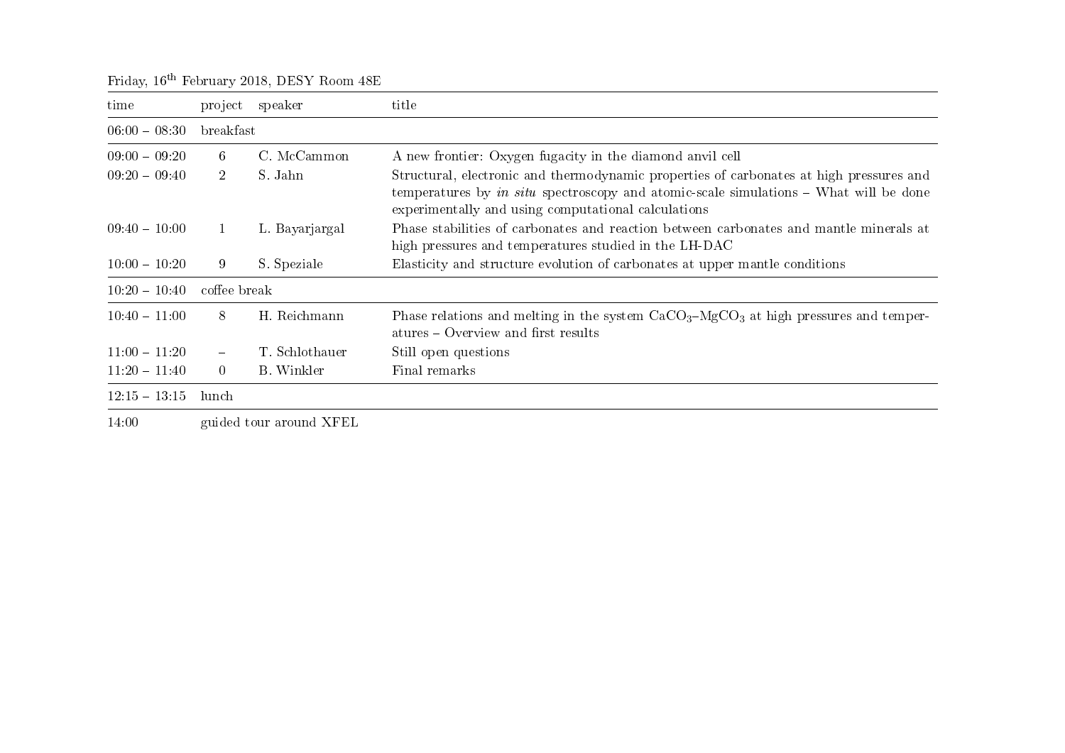Friday, 16th February 2018, DESY Room 48E

| time | project | speaker | title |
|---|---|---|---|
| 06:00 – 08:30 | breakfast | | |
| 09:00 – 09:20 | 6 | C. McCammon | A new frontier: Oxygen fugacity in the diamond anvil cell |
| 09:20 – 09:40 | 2 | S. Jahn | Structural, electronic and thermodynamic properties of carbonates at high pressures and temperatures by *in situ* spectroscopy and atomic-scale simulations – What will be done experimentally and using computational calculations |
| 09:40 – 10:00 | 1 | L. Bayarjargal | Phase stabilities of carbonates and reaction between carbonates and mantle minerals at high pressures and temperatures studied in the LH-DAC |
| 10:00 – 10:20 | 9 | S. Speziale | Elasticity and structure evolution of carbonates at upper mantle conditions |
| 10:20 – 10:40 | coffee break | | |
| 10:40 – 11:00 | 8 | H. Reichmann | Phase relations and melting in the system $CaCO_3$–$MgCO_3$ at high pressures and temperatures – Overview and first results |
| 11:00 – 11:20 | – | T. Schlothauer | Still open questions |
| 11:20 – 11:40 | 0 | B. Winkler | Final remarks |
| 12:15 – 13:15 | lunch | | |
| 14:00 | guided tour around XFEL | | |